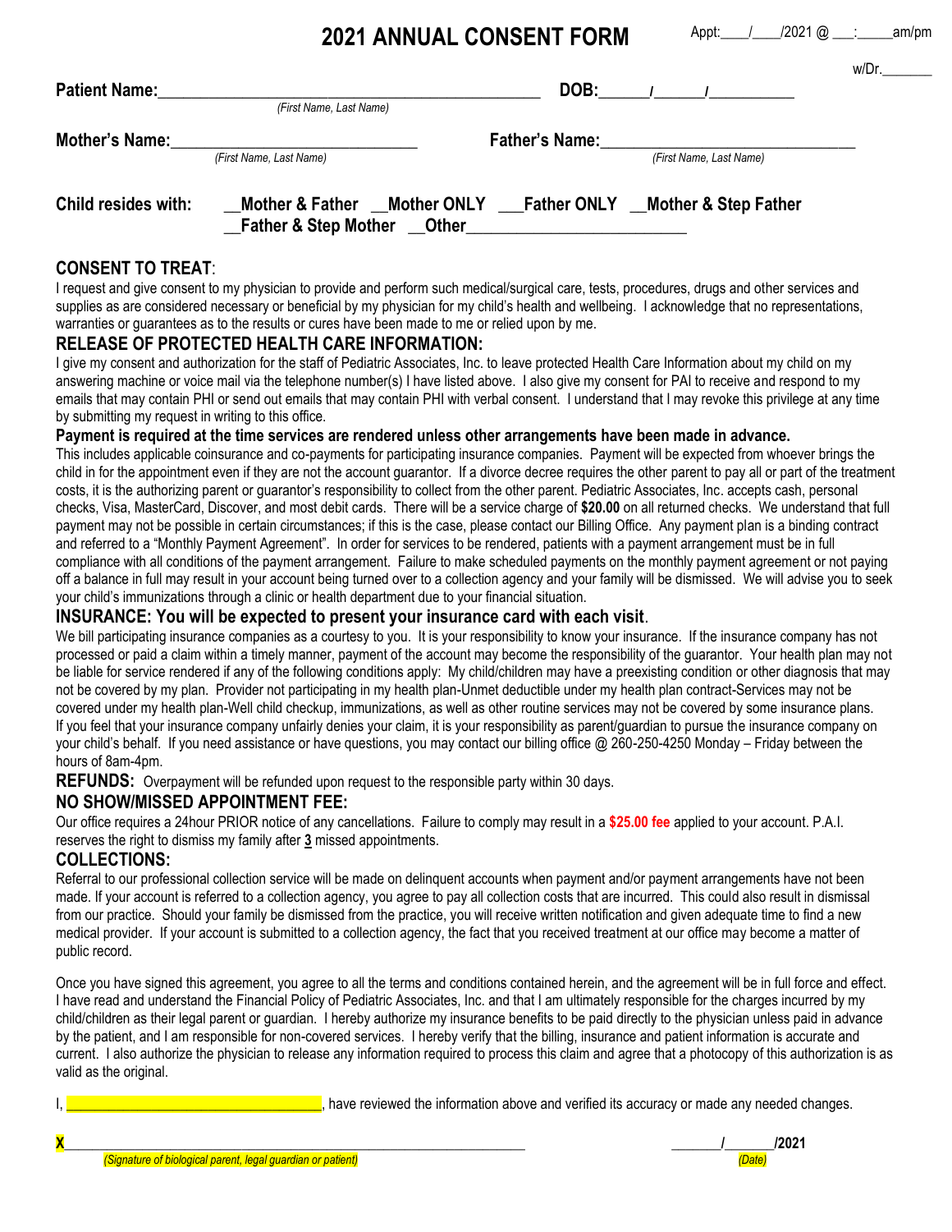# 2021 ANNUAL CONSENT FORM

Appt:\_\_\_\_/\_\_\_\_/2021 @ \_\_\_:\_\_\_\_\_am/pm

w/Dr.\_\_\_\_\_\_\_

**Patient Name:**\_\_\_\_\_\_\_\_\_\_\_\_\_\_\_\_\_\_\_\_\_\_\_\_\_\_\_\_\_\_\_\_\_\_\_\_\_\_\_\_\_\_\_\_ **DOB:**\_\_\_\_\_\_/\_\_\_\_\_\_/\_\_\_\_\_\_\_\_\_\_
*(First Name, Last Name)*

**Mother's Name:**\_\_\_\_\_\_\_\_\_\_\_\_\_\_\_\_\_\_\_\_\_\_\_\_\_\_\_\_ **Father's Name:**\_\_\_\_\_\_\_\_\_\_\_\_\_\_\_\_\_\_\_\_\_\_\_\_\_\_\_\_
*(First Name, Last Name)* *(First Name, Last Name)*

**Child resides with:** \_\_**Mother & Father** \_\_**Mother ONLY** \_\_\_**Father ONLY** \_\_**Mother & Step Father**
\_\_**Father & Step Mother** \_\_**Other**\_\_\_\_\_\_\_\_\_\_\_\_\_\_\_\_\_\_\_\_\_\_\_\_\_

## CONSENT TO TREAT:

I request and give consent to my physician to provide and perform such medical/surgical care, tests, procedures, drugs and other services and supplies as are considered necessary or beneficial by my physician for my child's health and wellbeing. I acknowledge that no representations, warranties or guarantees as to the results or cures have been made to me or relied upon by me.

## RELEASE OF PROTECTED HEALTH CARE INFORMATION:

I give my consent and authorization for the staff of Pediatric Associates, Inc. to leave protected Health Care Information about my child on my answering machine or voice mail via the telephone number(s) I have listed above. I also give my consent for PAI to receive and respond to my emails that may contain PHI or send out emails that may contain PHI with verbal consent. I understand that I may revoke this privilege at any time by submitting my request in writing to this office.

**Payment is required at the time services are rendered unless other arrangements have been made in advance.**

This includes applicable coinsurance and co-payments for participating insurance companies. Payment will be expected from whoever brings the child in for the appointment even if they are not the account guarantor. If a divorce decree requires the other parent to pay all or part of the treatment costs, it is the authorizing parent or guarantor's responsibility to collect from the other parent. Pediatric Associates, Inc. accepts cash, personal checks, Visa, MasterCard, Discover, and most debit cards. There will be a service charge of **$20.00** on all returned checks. We understand that full payment may not be possible in certain circumstances; if this is the case, please contact our Billing Office. Any payment plan is a binding contract and referred to a "Monthly Payment Agreement". In order for services to be rendered, patients with a payment arrangement must be in full compliance with all conditions of the payment arrangement. Failure to make scheduled payments on the monthly payment agreement or not paying off a balance in full may result in your account being turned over to a collection agency and your family will be dismissed. We will advise you to seek your child's immunizations through a clinic or health department due to your financial situation.

## INSURANCE: You will be expected to present your insurance card with each visit.

We bill participating insurance companies as a courtesy to you. It is your responsibility to know your insurance. If the insurance company has not processed or paid a claim within a timely manner, payment of the account may become the responsibility of the guarantor. Your health plan may not be liable for service rendered if any of the following conditions apply: My child/children may have a preexisting condition or other diagnosis that may not be covered by my plan. Provider not participating in my health plan-Unmet deductible under my health plan contract-Services may not be covered under my health plan-Well child checkup, immunizations, as well as other routine services may not be covered by some insurance plans. If you feel that your insurance company unfairly denies your claim, it is your responsibility as parent/guardian to pursue the insurance company on your child's behalf. If you need assistance or have questions, you may contact our billing office @ 260-250-4250 Monday – Friday between the hours of 8am-4pm.

**REFUNDS:** Overpayment will be refunded upon request to the responsible party within 30 days.

## NO SHOW/MISSED APPOINTMENT FEE:

Our office requires a 24hour PRIOR notice of any cancellations. Failure to comply may result in a **$25.00 fee** applied to your account. P.A.I. reserves the right to dismiss my family after **3** missed appointments.

## COLLECTIONS:

Referral to our professional collection service will be made on delinquent accounts when payment and/or payment arrangements have not been made. If your account is referred to a collection agency, you agree to pay all collection costs that are incurred. This could also result in dismissal from our practice. Should your family be dismissed from the practice, you will receive written notification and given adequate time to find a new medical provider. If your account is submitted to a collection agency, the fact that you received treatment at our office may become a matter of public record.

Once you have signed this agreement, you agree to all the terms and conditions contained herein, and the agreement will be in full force and effect. I have read and understand the Financial Policy of Pediatric Associates, Inc. and that I am ultimately responsible for the charges incurred by my child/children as their legal parent or guardian. I hereby authorize my insurance benefits to be paid directly to the physician unless paid in advance by the patient, and I am responsible for non-covered services. I hereby verify that the billing, insurance and patient information is accurate and current. I also authorize the physician to release any information required to process this claim and agree that a photocopy of this authorization is as valid as the original.

I, \_\_\_\_\_\_\_\_\_\_\_\_\_\_\_\_\_\_\_\_\_\_\_\_\_\_\_\_\_\_\_\_\_\_\_\_, have reviewed the information above and verified its accuracy or made any needed changes.

**X**\_\_\_\_\_\_\_\_\_\_\_\_\_\_\_\_\_\_\_\_\_\_\_\_\_\_\_\_\_\_\_\_\_\_\_\_\_\_\_\_\_\_\_\_\_\_\_\_\_\_\_\_\_\_\_\_\_\_\_\_\_ \_\_\_\_\_\_\_/\_\_\_\_\_\_\_/**2021**
*(Signature of biological parent, legal guardian or patient)* *(Date)*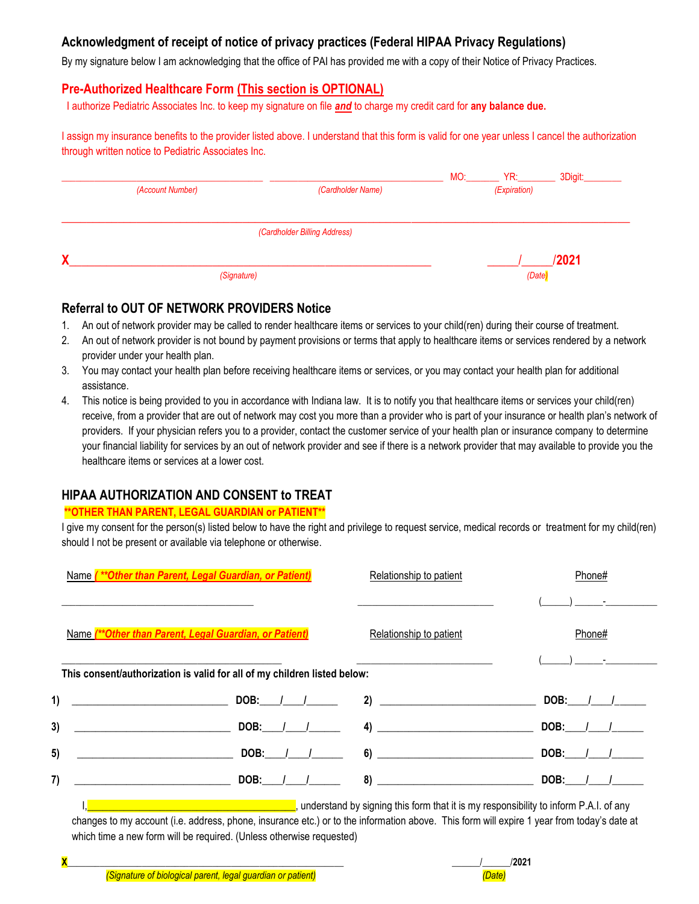## Acknowledgment of receipt of notice of privacy practices (Federal HIPAA Privacy Regulations)

By my signature below I am acknowledging that the office of PAI has provided me with a copy of their Notice of Privacy Practices.

## Pre-Authorized Healthcare Form (This section is OPTIONAL)

I authorize Pediatric Associates Inc. to keep my signature on file ***and*** to charge my credit card for **any balance due.**

I assign my insurance benefits to the provider listed above. I understand that this form is valid for one year unless I cancel the authorization through written notice to Pediatric Associates Inc.

______________________________________ ________________________________ MO:_______ YR:________ 3Digit:________

*(Account Number)* *(Cardholder Name)* *(Expiration)*

______________________________________________________________________________________________

*(Cardholder Billing Address)*

**X**_____________________________________________________________ ______/______/**2021**

*(Signature)* *(Date)*

## Referral to OUT OF NETWORK PROVIDERS Notice

1. An out of network provider may be called to render healthcare items or services to your child(ren) during their course of treatment.
2. An out of network provider is not bound by payment provisions or terms that apply to healthcare items or services rendered by a network provider under your health plan.
3. You may contact your health plan before receiving healthcare items or services, or you may contact your health plan for additional assistance.
4. This notice is being provided to you in accordance with Indiana law. It is to notify you that healthcare items or services your child(ren) receive, from a provider that are out of network may cost you more than a provider who is part of your insurance or health plan's network of providers. If your physician refers you to a provider, contact the customer service of your health plan or insurance company to determine your financial liability for services by an out of network provider and see if there is a network provider that may available to provide you the healthcare items or services at a lower cost.

## HIPAA AUTHORIZATION AND CONSENT to TREAT

**\*\*OTHER THAN PARENT, LEGAL GUARDIAN or PATIENT\*\***

I give my consent for the person(s) listed below to have the right and privilege to request service, medical records or treatment for my child(ren) should I not be present or available via telephone or otherwise.

| Name ***( \*\*Other than Parent, Legal Guardian, or Patient)*** | Relationship to patient | Phone# |
|---|---|---|
| ____________________________________ | _________________________ | (_____) _____-__________ |

| Name ***(\*\*Other than Parent, Legal Guardian, or Patient)*** | Relationship to patient | Phone# |
|---|---|---|
| ____________________________________ | _________________________ | (_____) _____-__________ |

**This consent/authorization is valid for all of my children listed below:**

| | | | | | |
|---|---|---|---|---|---|
| **1)** | _____________________________ | **DOB:\_\_\_\_/\_\_\_\_/\_\_\_\_\_\_** | **2)** | _____________________________ | **DOB:\_\_\_\_/\_\_\_\_/\_\_\_\_\_\_** |
| **3)** | _____________________________ | **DOB:\_\_\_\_/\_\_\_\_/\_\_\_\_\_\_** | **4)** | _____________________________ | **DOB:\_\_\_\_/\_\_\_\_/\_\_\_\_\_\_** |
| **5)** | _____________________________ | **DOB:\_\_\_\_/\_\_\_\_/\_\_\_\_\_\_** | **6)** | _____________________________ | **DOB:\_\_\_\_/\_\_\_\_/\_\_\_\_\_\_** |
| **7)** | _____________________________ | **DOB:\_\_\_\_/\_\_\_\_/\_\_\_\_\_\_** | **8)** | _____________________________ | **DOB:\_\_\_\_/\_\_\_\_/\_\_\_\_\_\_** |

I,_______________________________________, understand by signing this form that it is my responsibility to inform P.A.I. of any changes to my account (i.e. address, phone, insurance etc.) or to the information above. This form will expire 1 year from today's date at which time a new form will be required. (Unless otherwise requested)

**X**______________________________________________________ ______/______/**2021**

*(Signature of biological parent, legal guardian or patient)* *(Date)*